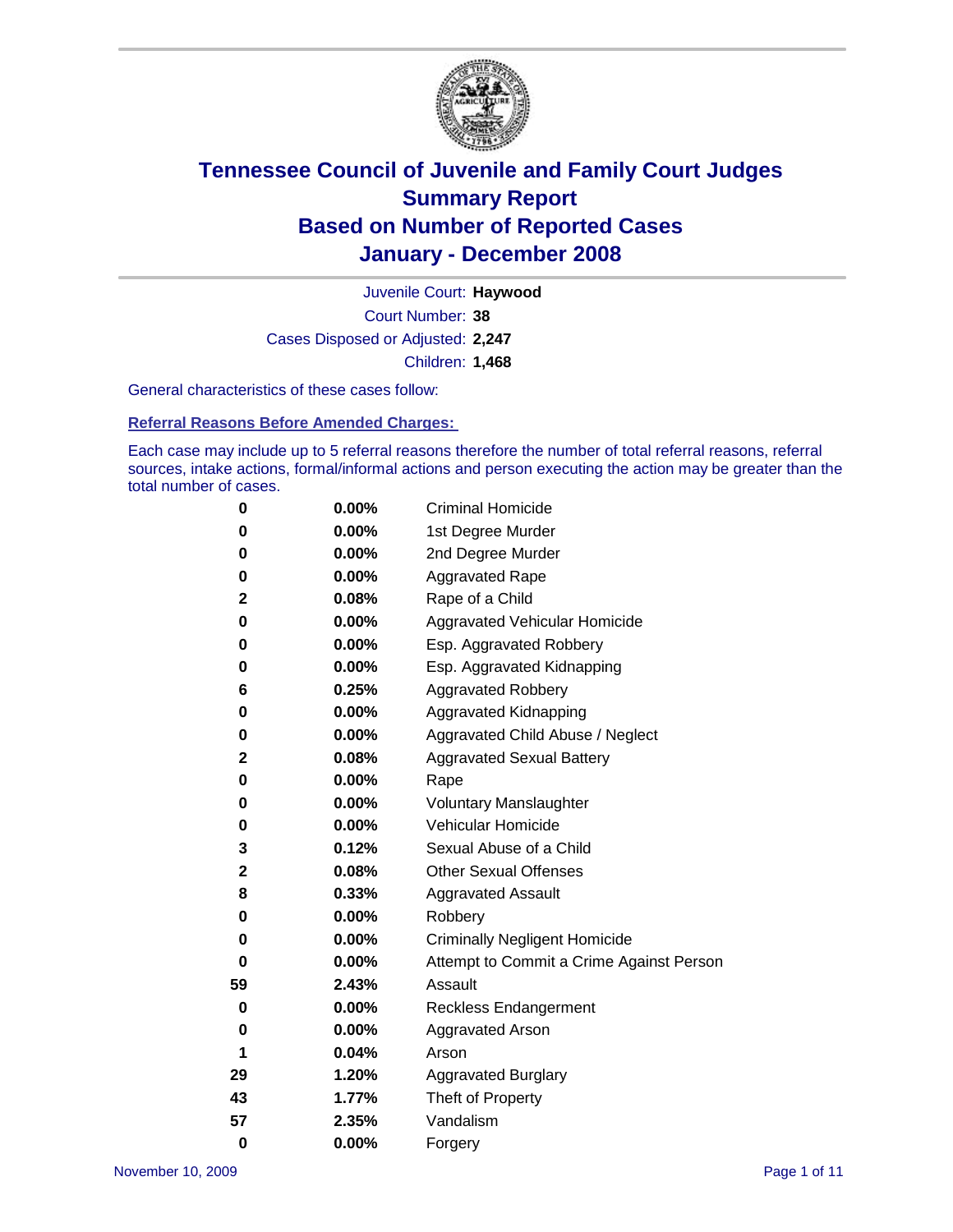# Tennessee Council of Juvenile and Family Court Judges
## Summary Report
## Based on Number of Reported Cases
## January - December 2008

Juvenile Court: **Haywood**

Court Number: **38**

Cases Disposed or Adjusted: **2,247**

Children: **1,468**

General characteristics of these cases follow:

### Referral Reasons Before Amended Charges:

Each case may include up to 5 referral reasons therefore the number of total referral reasons, referral sources, intake actions, formal/informal actions and person executing the action may be greater than the total number of cases.

| Count | Percent | Referral Reason |
|---|---|---|
| 0 | 0.00% | Criminal Homicide |
| 0 | 0.00% | 1st Degree Murder |
| 0 | 0.00% | 2nd Degree Murder |
| 0 | 0.00% | Aggravated Rape |
| 2 | 0.08% | Rape of a Child |
| 0 | 0.00% | Aggravated Vehicular Homicide |
| 0 | 0.00% | Esp. Aggravated Robbery |
| 0 | 0.00% | Esp. Aggravated Kidnapping |
| 6 | 0.25% | Aggravated Robbery |
| 0 | 0.00% | Aggravated Kidnapping |
| 0 | 0.00% | Aggravated Child Abuse / Neglect |
| 2 | 0.08% | Aggravated Sexual Battery |
| 0 | 0.00% | Rape |
| 0 | 0.00% | Voluntary Manslaughter |
| 0 | 0.00% | Vehicular Homicide |
| 3 | 0.12% | Sexual Abuse of a Child |
| 2 | 0.08% | Other Sexual Offenses |
| 8 | 0.33% | Aggravated Assault |
| 0 | 0.00% | Robbery |
| 0 | 0.00% | Criminally Negligent Homicide |
| 0 | 0.00% | Attempt to Commit a Crime Against Person |
| 59 | 2.43% | Assault |
| 0 | 0.00% | Reckless Endangerment |
| 0 | 0.00% | Aggravated Arson |
| 1 | 0.04% | Arson |
| 29 | 1.20% | Aggravated Burglary |
| 43 | 1.77% | Theft of Property |
| 57 | 2.35% | Vandalism |
| 0 | 0.00% | Forgery |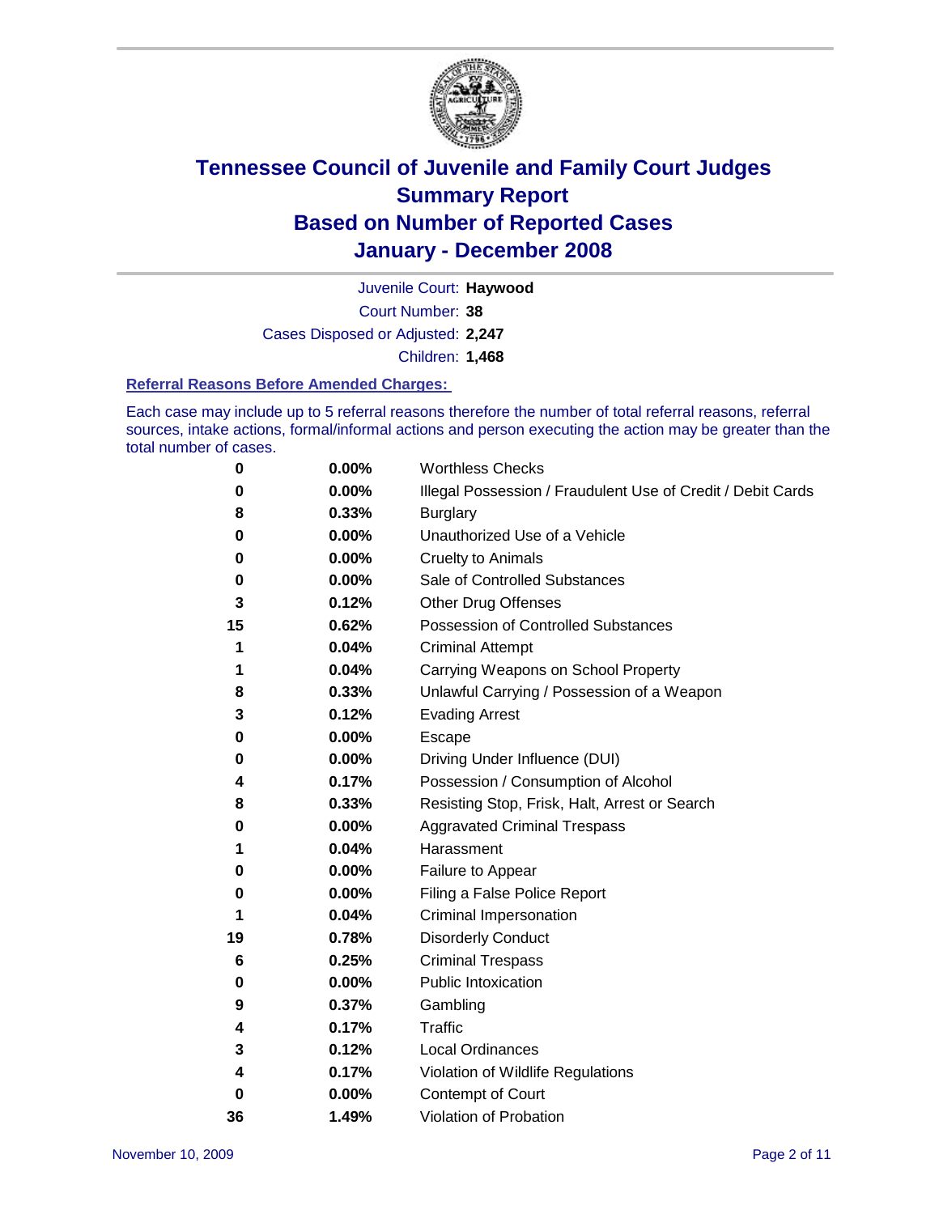# Tennessee Council of Juvenile and Family Court Judges
## Summary Report
## Based on Number of Reported Cases
## January - December 2008

Juvenile Court: **Haywood**
Court Number: **38**
Cases Disposed or Adjusted: **2,247**
Children: **1,468**

### Referral Reasons Before Amended Charges:

Each case may include up to 5 referral reasons therefore the number of total referral reasons, referral sources, intake actions, formal/informal actions and person executing the action may be greater than the total number of cases.

| Count | Percent | Referral Reason |
|---|---|---|
| 0 | 0.00% | Worthless Checks |
| 0 | 0.00% | Illegal Possession / Fraudulent Use of Credit / Debit Cards |
| 8 | 0.33% | Burglary |
| 0 | 0.00% | Unauthorized Use of a Vehicle |
| 0 | 0.00% | Cruelty to Animals |
| 0 | 0.00% | Sale of Controlled Substances |
| 3 | 0.12% | Other Drug Offenses |
| 15 | 0.62% | Possession of Controlled Substances |
| 1 | 0.04% | Criminal Attempt |
| 1 | 0.04% | Carrying Weapons on School Property |
| 8 | 0.33% | Unlawful Carrying / Possession of a Weapon |
| 3 | 0.12% | Evading Arrest |
| 0 | 0.00% | Escape |
| 0 | 0.00% | Driving Under Influence (DUI) |
| 4 | 0.17% | Possession / Consumption of Alcohol |
| 8 | 0.33% | Resisting Stop, Frisk, Halt, Arrest or Search |
| 0 | 0.00% | Aggravated Criminal Trespass |
| 1 | 0.04% | Harassment |
| 0 | 0.00% | Failure to Appear |
| 0 | 0.00% | Filing a False Police Report |
| 1 | 0.04% | Criminal Impersonation |
| 19 | 0.78% | Disorderly Conduct |
| 6 | 0.25% | Criminal Trespass |
| 0 | 0.00% | Public Intoxication |
| 9 | 0.37% | Gambling |
| 4 | 0.17% | Traffic |
| 3 | 0.12% | Local Ordinances |
| 4 | 0.17% | Violation of Wildlife Regulations |
| 0 | 0.00% | Contempt of Court |
| 36 | 1.49% | Violation of Probation |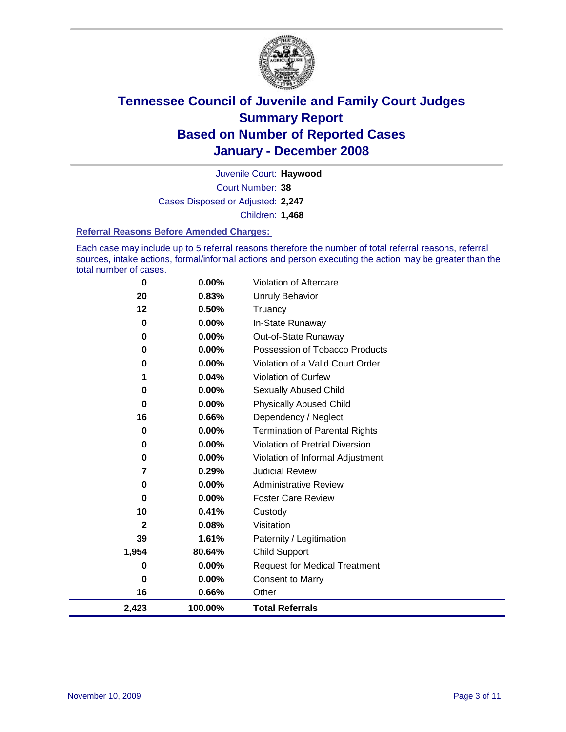# Tennessee Council of Juvenile and Family Court Judges
## Summary Report
## Based on Number of Reported Cases
## January - December 2008

Juvenile Court: **Haywood**

Court Number: **38**

Cases Disposed or Adjusted: **2,247**

Children: **1,468**

### Referral Reasons Before Amended Charges:

Each case may include up to 5 referral reasons therefore the number of total referral reasons, referral sources, intake actions, formal/informal actions and person executing the action may be greater than the total number of cases.

| Count | Percent | Referral Reason |
|---|---|---|
| 0 | 0.00% | Violation of Aftercare |
| 20 | 0.83% | Unruly Behavior |
| 12 | 0.50% | Truancy |
| 0 | 0.00% | In-State Runaway |
| 0 | 0.00% | Out-of-State Runaway |
| 0 | 0.00% | Possession of Tobacco Products |
| 0 | 0.00% | Violation of a Valid Court Order |
| 1 | 0.04% | Violation of Curfew |
| 0 | 0.00% | Sexually Abused Child |
| 0 | 0.00% | Physically Abused Child |
| 16 | 0.66% | Dependency / Neglect |
| 0 | 0.00% | Termination of Parental Rights |
| 0 | 0.00% | Violation of Pretrial Diversion |
| 0 | 0.00% | Violation of Informal Adjustment |
| 7 | 0.29% | Judicial Review |
| 0 | 0.00% | Administrative Review |
| 0 | 0.00% | Foster Care Review |
| 10 | 0.41% | Custody |
| 2 | 0.08% | Visitation |
| 39 | 1.61% | Paternity / Legitimation |
| 1,954 | 80.64% | Child Support |
| 0 | 0.00% | Request for Medical Treatment |
| 0 | 0.00% | Consent to Marry |
| 16 | 0.66% | Other |
| **2,423** | **100.00%** | **Total Referrals** |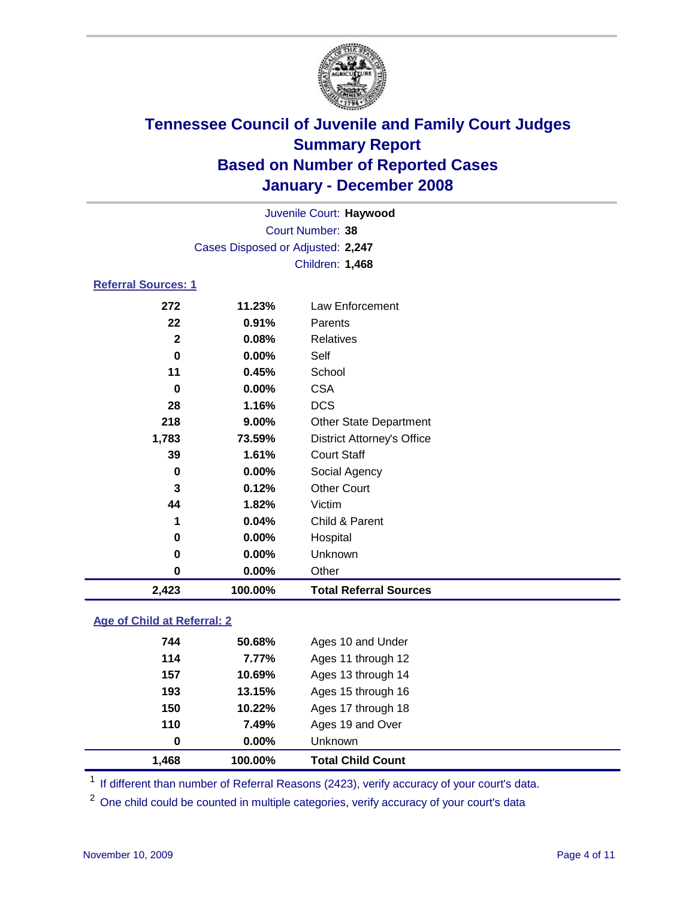# Tennessee Council of Juvenile and Family Court Judges
## Summary Report
## Based on Number of Reported Cases
## January - December 2008

Juvenile Court: **Haywood**
Court Number: **38**
Cases Disposed or Adjusted: **2,247**
Children: **1,468**

### Referral Sources: 1

| Count | Percent | Source |
|---|---|---|
| 272 | 11.23% | Law Enforcement |
| 22 | 0.91% | Parents |
| 2 | 0.08% | Relatives |
| 0 | 0.00% | Self |
| 11 | 0.45% | School |
| 0 | 0.00% | CSA |
| 28 | 1.16% | DCS |
| 218 | 9.00% | Other State Department |
| 1,783 | 73.59% | District Attorney's Office |
| 39 | 1.61% | Court Staff |
| 0 | 0.00% | Social Agency |
| 3 | 0.12% | Other Court |
| 44 | 1.82% | Victim |
| 1 | 0.04% | Child & Parent |
| 0 | 0.00% | Hospital |
| 0 | 0.00% | Unknown |
| 0 | 0.00% | Other |
| **2,423** | **100.00%** | **Total Referral Sources** |

### Age of Child at Referral: 2

| Count | Percent | Age |
|---|---|---|
| 744 | 50.68% | Ages 10 and Under |
| 114 | 7.77% | Ages 11 through 12 |
| 157 | 10.69% | Ages 13 through 14 |
| 193 | 13.15% | Ages 15 through 16 |
| 150 | 10.22% | Ages 17 through 18 |
| 110 | 7.49% | Ages 19 and Over |
| 0 | 0.00% | Unknown |
| **1,468** | **100.00%** | **Total Child Count** |

[1] If different than number of Referral Reasons (2423), verify accuracy of your court's data.

[2] One child could be counted in multiple categories, verify accuracy of your court's data

November 10, 2009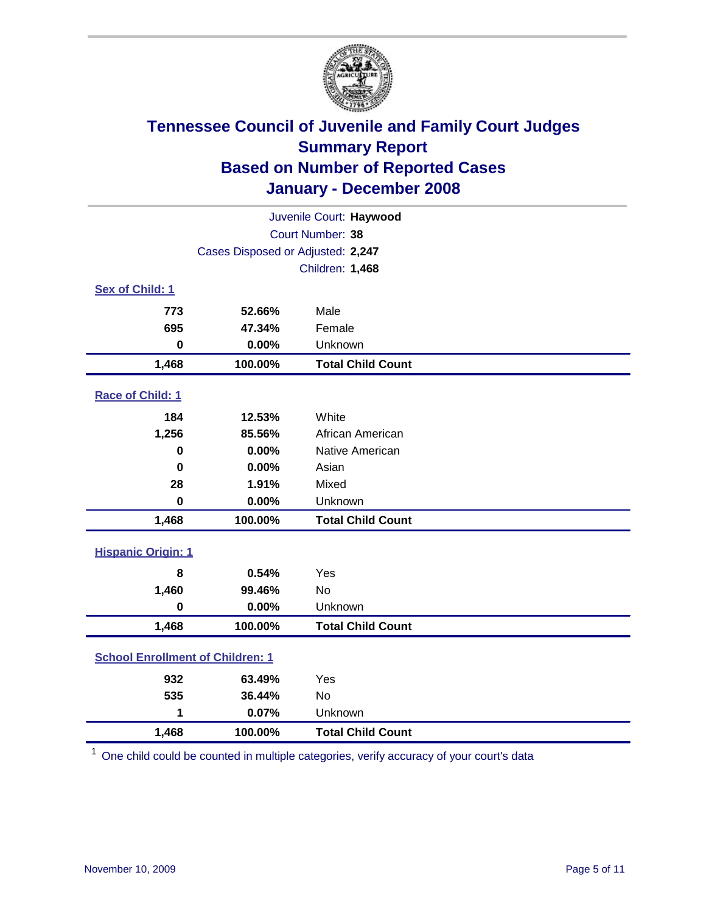# Tennessee Council of Juvenile and Family Court Judges
## Summary Report
## Based on Number of Reported Cases
## January - December 2008

Juvenile Court: **Haywood**
Court Number: **38**
Cases Disposed or Adjusted: **2,247**
Children: **1,468**

### Sex of Child: 1

| | | |
|---|---|---|
| **773** | **52.66%** | Male |
| **695** | **47.34%** | Female |
| **0** | **0.00%** | Unknown |
| **1,468** | **100.00%** | **Total Child Count** |

### Race of Child: 1

| | | |
|---|---|---|
| **184** | **12.53%** | White |
| **1,256** | **85.56%** | African American |
| **0** | **0.00%** | Native American |
| **0** | **0.00%** | Asian |
| **28** | **1.91%** | Mixed |
| **0** | **0.00%** | Unknown |
| **1,468** | **100.00%** | **Total Child Count** |

### Hispanic Origin: 1

| | | |
|---|---|---|
| **8** | **0.54%** | Yes |
| **1,460** | **99.46%** | No |
| **0** | **0.00%** | Unknown |
| **1,468** | **100.00%** | **Total Child Count** |

### School Enrollment of Children: 1

| | | |
|---|---|---|
| **932** | **63.49%** | Yes |
| **535** | **36.44%** | No |
| **1** | **0.07%** | Unknown |
| **1,468** | **100.00%** | **Total Child Count** |

[1] One child could be counted in multiple categories, verify accuracy of your court's data

November 10, 2009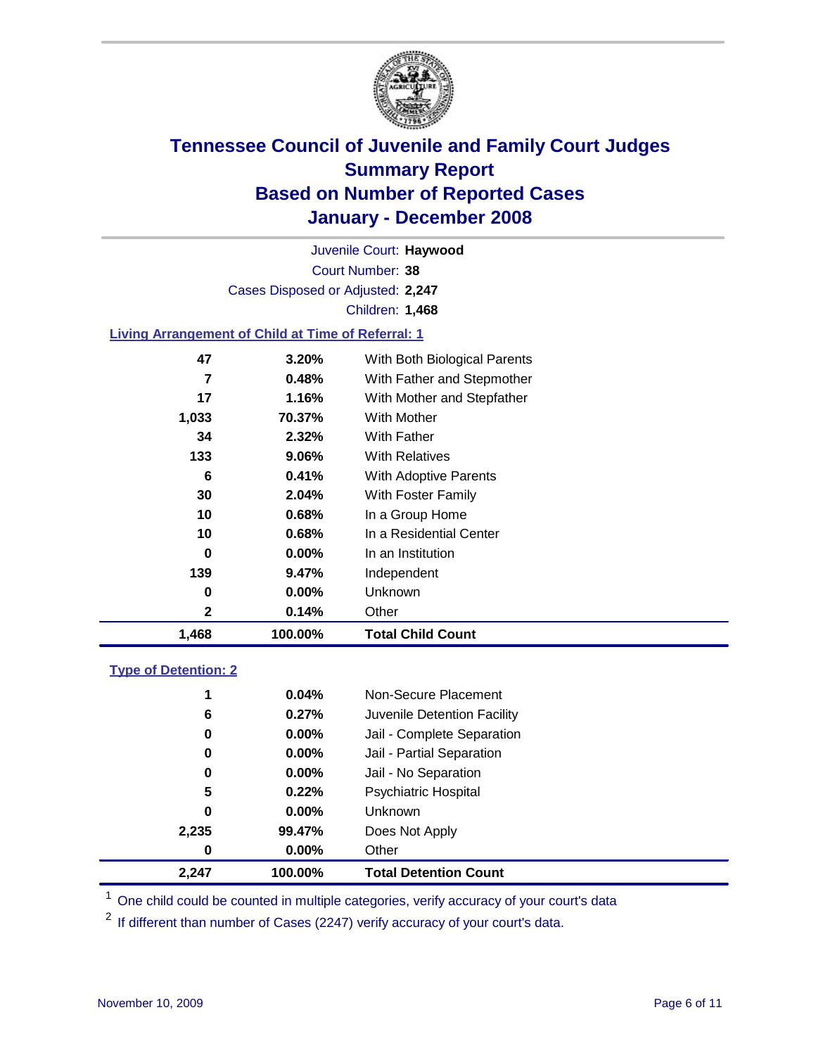# Tennessee Council of Juvenile and Family Court Judges
## Summary Report
## Based on Number of Reported Cases
## January - December 2008

Juvenile Court: **Haywood**

Court Number: **38**

Cases Disposed or Adjusted: **2,247**

Children: **1,468**

### Living Arrangement of Child at Time of Referral: 1

| | | |
|---|---|---|
| 47 | 3.20% | With Both Biological Parents |
| 7 | 0.48% | With Father and Stepmother |
| 17 | 1.16% | With Mother and Stepfather |
| 1,033 | 70.37% | With Mother |
| 34 | 2.32% | With Father |
| 133 | 9.06% | With Relatives |
| 6 | 0.41% | With Adoptive Parents |
| 30 | 2.04% | With Foster Family |
| 10 | 0.68% | In a Group Home |
| 10 | 0.68% | In a Residential Center |
| 0 | 0.00% | In an Institution |
| 139 | 9.47% | Independent |
| 0 | 0.00% | Unknown |
| 2 | 0.14% | Other |
| **1,468** | **100.00%** | **Total Child Count** |

### Type of Detention: 2

| | | |
|---|---|---|
| 1 | 0.04% | Non-Secure Placement |
| 6 | 0.27% | Juvenile Detention Facility |
| 0 | 0.00% | Jail - Complete Separation |
| 0 | 0.00% | Jail - Partial Separation |
| 0 | 0.00% | Jail - No Separation |
| 5 | 0.22% | Psychiatric Hospital |
| 0 | 0.00% | Unknown |
| 2,235 | 99.47% | Does Not Apply |
| 0 | 0.00% | Other |
| **2,247** | **100.00%** | **Total Detention Count** |

[1] One child could be counted in multiple categories, verify accuracy of your court's data

[2] If different than number of Cases (2247) verify accuracy of your court's data.

November 10, 2009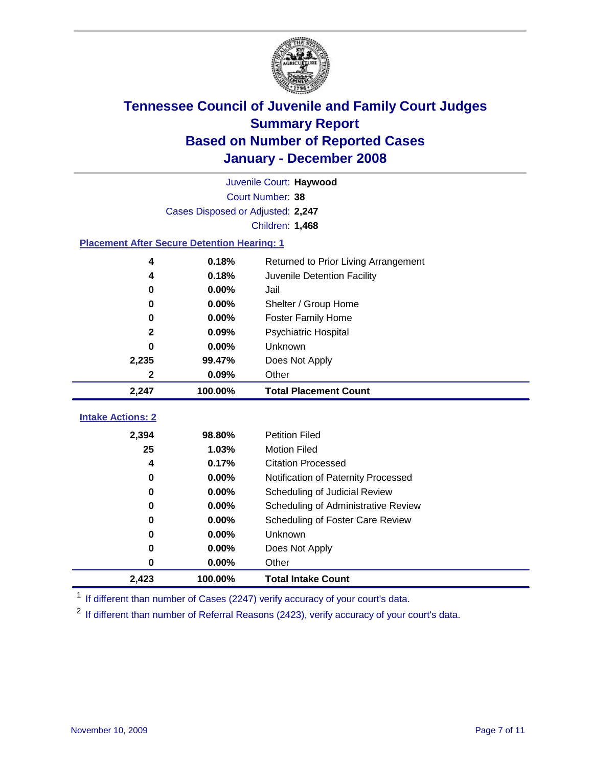# Tennessee Council of Juvenile and Family Court Judges
## Summary Report
## Based on Number of Reported Cases
## January - December 2008

Juvenile Court: **Haywood**
Court Number: **38**
Cases Disposed or Adjusted: **2,247**
Children: **1,468**

### Placement After Secure Detention Hearing: 1

| Count | Percent | Placement |
|---|---|---|
| 4 | 0.18% | Returned to Prior Living Arrangement |
| 4 | 0.18% | Juvenile Detention Facility |
| 0 | 0.00% | Jail |
| 0 | 0.00% | Shelter / Group Home |
| 0 | 0.00% | Foster Family Home |
| 2 | 0.09% | Psychiatric Hospital |
| 0 | 0.00% | Unknown |
| 2,235 | 99.47% | Does Not Apply |
| 2 | 0.09% | Other |
| **2,247** | **100.00%** | **Total Placement Count** |

### Intake Actions: 2

| Count | Percent | Intake Action |
|---|---|---|
| 2,394 | 98.80% | Petition Filed |
| 25 | 1.03% | Motion Filed |
| 4 | 0.17% | Citation Processed |
| 0 | 0.00% | Notification of Paternity Processed |
| 0 | 0.00% | Scheduling of Judicial Review |
| 0 | 0.00% | Scheduling of Administrative Review |
| 0 | 0.00% | Scheduling of Foster Care Review |
| 0 | 0.00% | Unknown |
| 0 | 0.00% | Does Not Apply |
| 0 | 0.00% | Other |
| **2,423** | **100.00%** | **Total Intake Count** |

[1] If different than number of Cases (2247) verify accuracy of your court's data.

[2] If different than number of Referral Reasons (2423), verify accuracy of your court's data.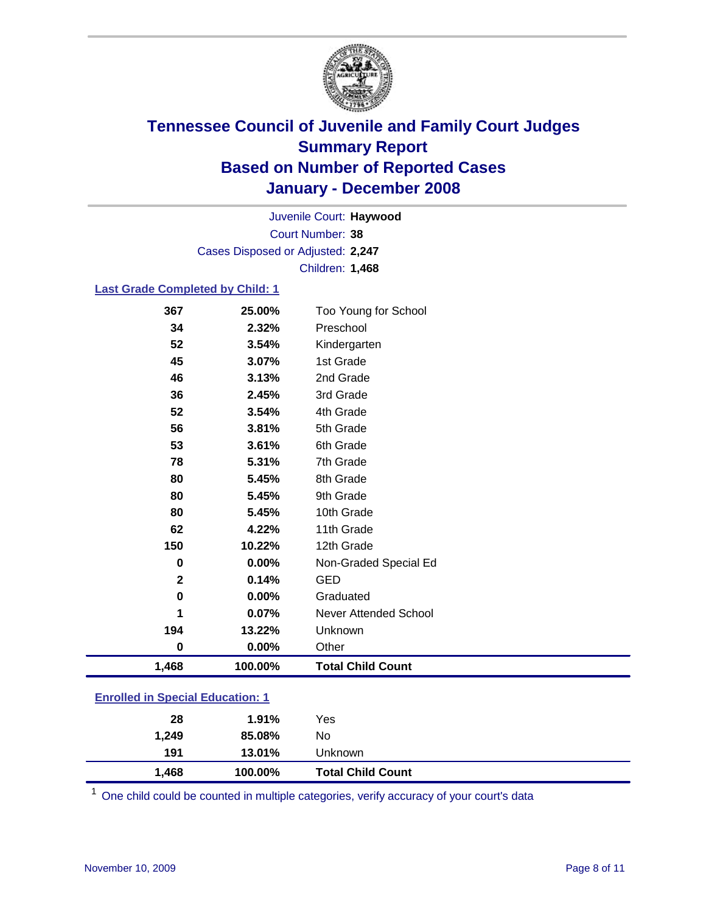# Tennessee Council of Juvenile and Family Court Judges
## Summary Report
## Based on Number of Reported Cases
## January - December 2008

Juvenile Court: **Haywood**
Court Number: **38**
Cases Disposed or Adjusted: **2,247**
Children: **1,468**

### Last Grade Completed by Child: 1

| Count | Percent | Category |
|---|---|---|
| 367 | 25.00% | Too Young for School |
| 34 | 2.32% | Preschool |
| 52 | 3.54% | Kindergarten |
| 45 | 3.07% | 1st Grade |
| 46 | 3.13% | 2nd Grade |
| 36 | 2.45% | 3rd Grade |
| 52 | 3.54% | 4th Grade |
| 56 | 3.81% | 5th Grade |
| 53 | 3.61% | 6th Grade |
| 78 | 5.31% | 7th Grade |
| 80 | 5.45% | 8th Grade |
| 80 | 5.45% | 9th Grade |
| 80 | 5.45% | 10th Grade |
| 62 | 4.22% | 11th Grade |
| 150 | 10.22% | 12th Grade |
| 0 | 0.00% | Non-Graded Special Ed |
| 2 | 0.14% | GED |
| 0 | 0.00% | Graduated |
| 1 | 0.07% | Never Attended School |
| 194 | 13.22% | Unknown |
| 0 | 0.00% | Other |
| **1,468** | **100.00%** | **Total Child Count** |

### Enrolled in Special Education: 1

| Count | Percent | Category |
|---|---|---|
| 28 | 1.91% | Yes |
| 1,249 | 85.08% | No |
| 191 | 13.01% | Unknown |
| **1,468** | **100.00%** | **Total Child Count** |

[1] One child could be counted in multiple categories, verify accuracy of your court's data

November 10, 2009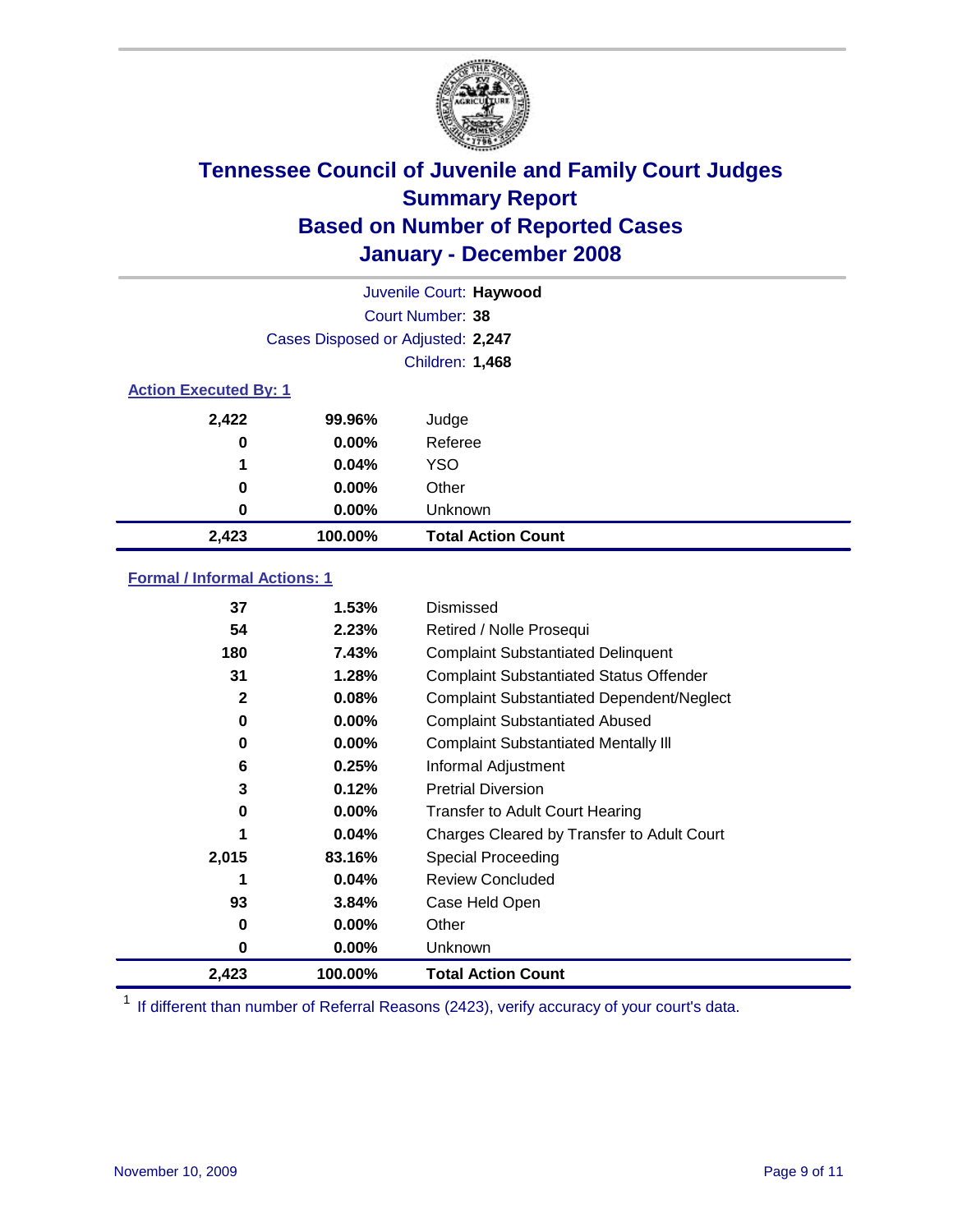# Tennessee Council of Juvenile and Family Court Judges
## Summary Report
## Based on Number of Reported Cases
## January - December 2008

Juvenile Court: **Haywood**
Court Number: **38**
Cases Disposed or Adjusted: **2,247**
Children: **1,468**

### Action Executed By: 1

| Count | Percent | Action |
|---|---|---|
| 2,422 | 99.96% | Judge |
| 0 | 0.00% | Referee |
| 1 | 0.04% | YSO |
| 0 | 0.00% | Other |
| 0 | 0.00% | Unknown |
| **2,423** | **100.00%** | **Total Action Count** |

### Formal / Informal Actions: 1

| Count | Percent | Action |
|---|---|---|
| 37 | 1.53% | Dismissed |
| 54 | 2.23% | Retired / Nolle Prosequi |
| 180 | 7.43% | Complaint Substantiated Delinquent |
| 31 | 1.28% | Complaint Substantiated Status Offender |
| 2 | 0.08% | Complaint Substantiated Dependent/Neglect |
| 0 | 0.00% | Complaint Substantiated Abused |
| 0 | 0.00% | Complaint Substantiated Mentally Ill |
| 6 | 0.25% | Informal Adjustment |
| 3 | 0.12% | Pretrial Diversion |
| 0 | 0.00% | Transfer to Adult Court Hearing |
| 1 | 0.04% | Charges Cleared by Transfer to Adult Court |
| 2,015 | 83.16% | Special Proceeding |
| 1 | 0.04% | Review Concluded |
| 93 | 3.84% | Case Held Open |
| 0 | 0.00% | Other |
| 0 | 0.00% | Unknown |
| **2,423** | **100.00%** | **Total Action Count** |

[1] If different than number of Referral Reasons (2423), verify accuracy of your court's data.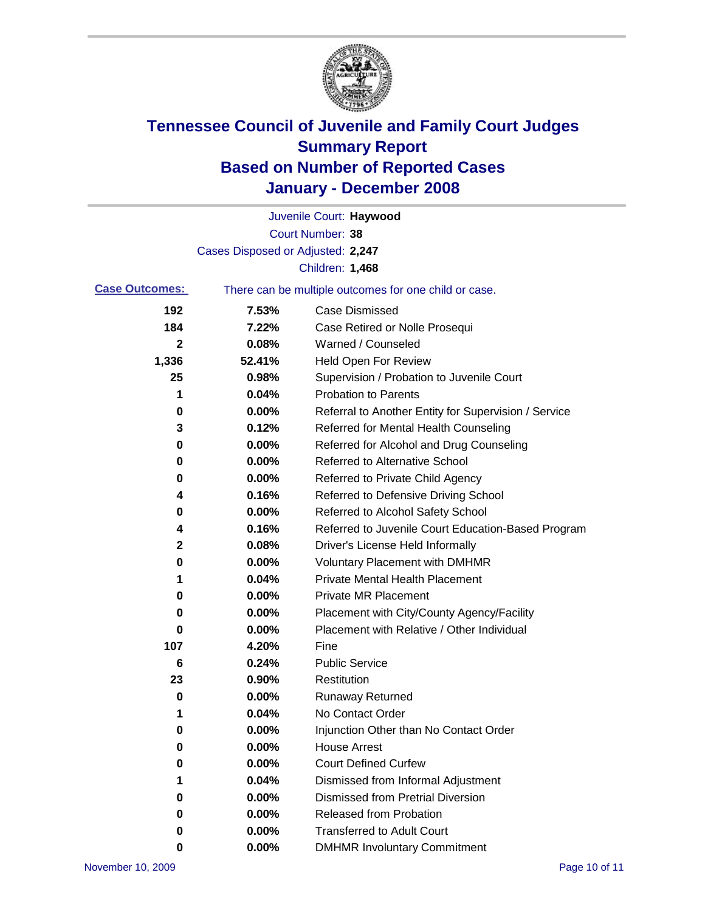# Tennessee Council of Juvenile and Family Court Judges
## Summary Report
## Based on Number of Reported Cases
## January - December 2008

Juvenile Court: **Haywood**

Court Number: **38**

Cases Disposed or Adjusted: **2,247**

Children: **1,468**

**Case Outcomes:** There can be multiple outcomes for one child or case.

| Count | Percent | Outcome |
|---|---|---|
| 192 | 7.53% | Case Dismissed |
| 184 | 7.22% | Case Retired or Nolle Prosequi |
| 2 | 0.08% | Warned / Counseled |
| 1,336 | 52.41% | Held Open For Review |
| 25 | 0.98% | Supervision / Probation to Juvenile Court |
| 1 | 0.04% | Probation to Parents |
| 0 | 0.00% | Referral to Another Entity for Supervision / Service |
| 3 | 0.12% | Referred for Mental Health Counseling |
| 0 | 0.00% | Referred for Alcohol and Drug Counseling |
| 0 | 0.00% | Referred to Alternative School |
| 0 | 0.00% | Referred to Private Child Agency |
| 4 | 0.16% | Referred to Defensive Driving School |
| 0 | 0.00% | Referred to Alcohol Safety School |
| 4 | 0.16% | Referred to Juvenile Court Education-Based Program |
| 2 | 0.08% | Driver's License Held Informally |
| 0 | 0.00% | Voluntary Placement with DMHMR |
| 1 | 0.04% | Private Mental Health Placement |
| 0 | 0.00% | Private MR Placement |
| 0 | 0.00% | Placement with City/County Agency/Facility |
| 0 | 0.00% | Placement with Relative / Other Individual |
| 107 | 4.20% | Fine |
| 6 | 0.24% | Public Service |
| 23 | 0.90% | Restitution |
| 0 | 0.00% | Runaway Returned |
| 1 | 0.04% | No Contact Order |
| 0 | 0.00% | Injunction Other than No Contact Order |
| 0 | 0.00% | House Arrest |
| 0 | 0.00% | Court Defined Curfew |
| 1 | 0.04% | Dismissed from Informal Adjustment |
| 0 | 0.00% | Dismissed from Pretrial Diversion |
| 0 | 0.00% | Released from Probation |
| 0 | 0.00% | Transferred to Adult Court |
| 0 | 0.00% | DMHMR Involuntary Commitment |

November 10, 2009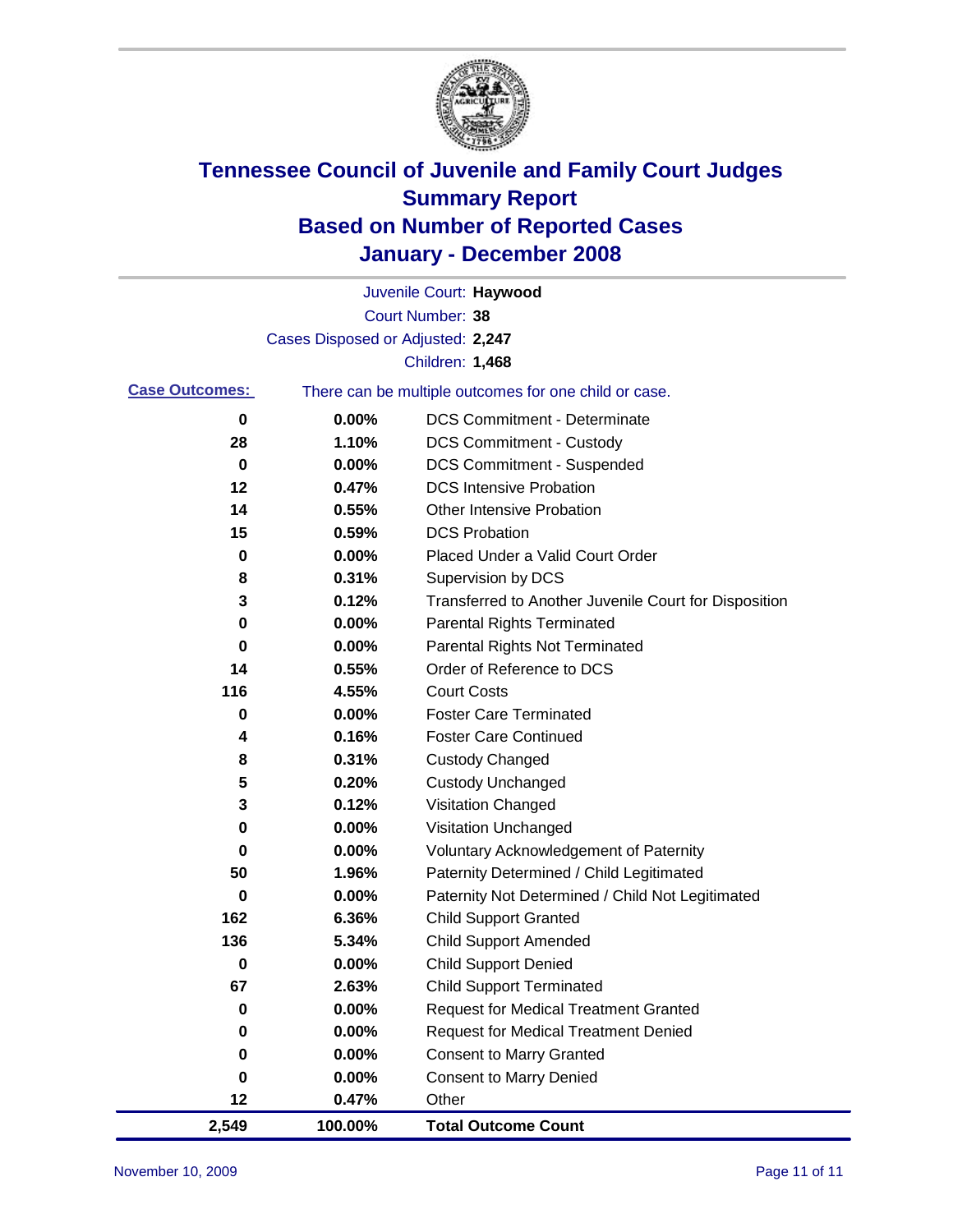# Tennessee Council of Juvenile and Family Court Judges
## Summary Report
## Based on Number of Reported Cases
## January - December 2008

Juvenile Court: **Haywood**
Court Number: **38**
Cases Disposed or Adjusted: **2,247**
Children: **1,468**

**Case Outcomes:** There can be multiple outcomes for one child or case.

| | | |
|---|---|---|
| 0 | 0.00% | DCS Commitment - Determinate |
| 28 | 1.10% | DCS Commitment - Custody |
| 0 | 0.00% | DCS Commitment - Suspended |
| 12 | 0.47% | DCS Intensive Probation |
| 14 | 0.55% | Other Intensive Probation |
| 15 | 0.59% | DCS Probation |
| 0 | 0.00% | Placed Under a Valid Court Order |
| 8 | 0.31% | Supervision by DCS |
| 3 | 0.12% | Transferred to Another Juvenile Court for Disposition |
| 0 | 0.00% | Parental Rights Terminated |
| 0 | 0.00% | Parental Rights Not Terminated |
| 14 | 0.55% | Order of Reference to DCS |
| 116 | 4.55% | Court Costs |
| 0 | 0.00% | Foster Care Terminated |
| 4 | 0.16% | Foster Care Continued |
| 8 | 0.31% | Custody Changed |
| 5 | 0.20% | Custody Unchanged |
| 3 | 0.12% | Visitation Changed |
| 0 | 0.00% | Visitation Unchanged |
| 0 | 0.00% | Voluntary Acknowledgement of Paternity |
| 50 | 1.96% | Paternity Determined / Child Legitimated |
| 0 | 0.00% | Paternity Not Determined / Child Not Legitimated |
| 162 | 6.36% | Child Support Granted |
| 136 | 5.34% | Child Support Amended |
| 0 | 0.00% | Child Support Denied |
| 67 | 2.63% | Child Support Terminated |
| 0 | 0.00% | Request for Medical Treatment Granted |
| 0 | 0.00% | Request for Medical Treatment Denied |
| 0 | 0.00% | Consent to Marry Granted |
| 0 | 0.00% | Consent to Marry Denied |
| 12 | 0.47% | Other |
| **2,549** | **100.00%** | **Total Outcome Count** |

November 10, 2009